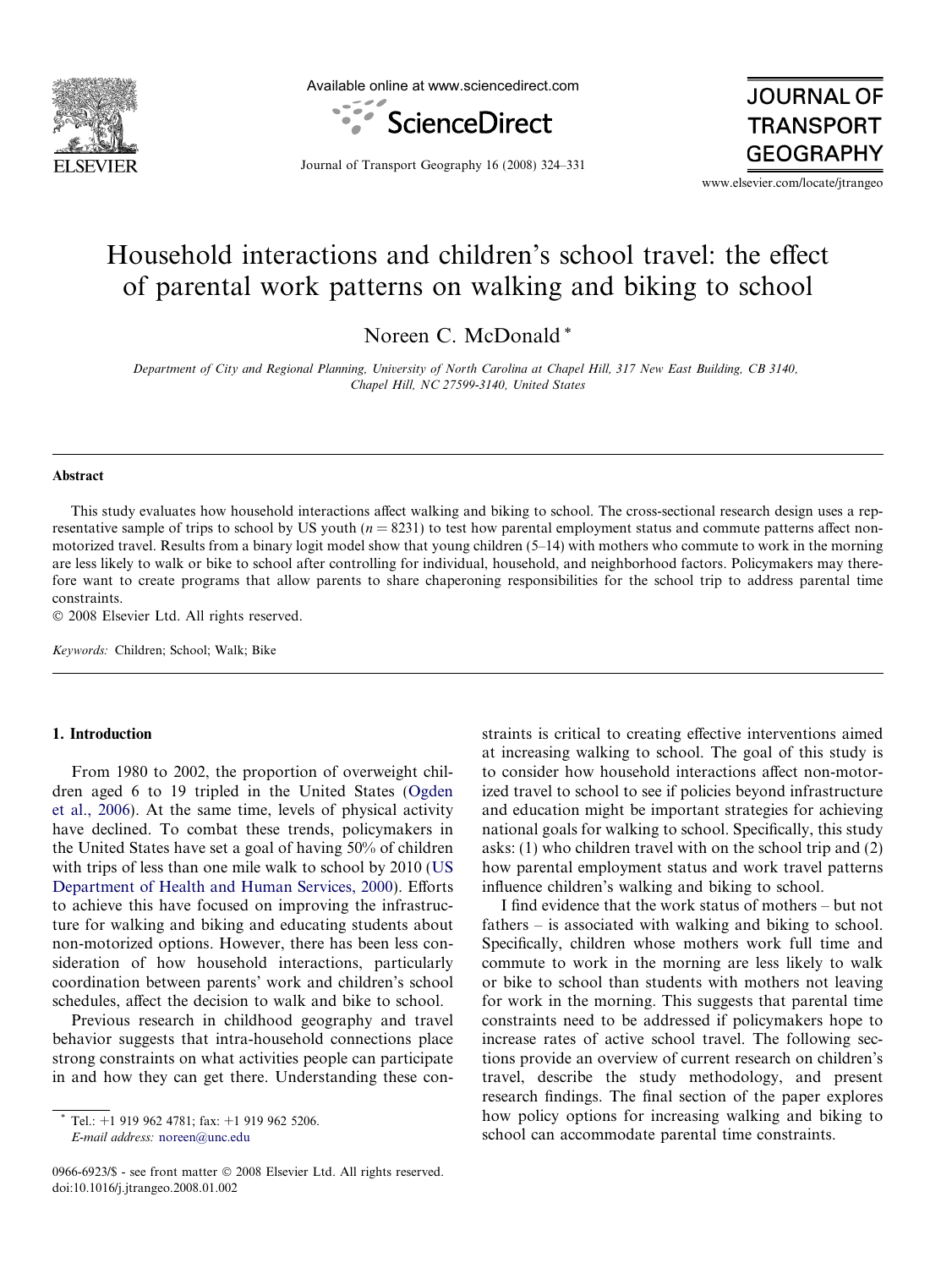# Household interactions and children's school travel: the effect of parental work patterns on walking and biking to school

Noreen C. McDonald *

*Department of City and Regional Planning, University of North Carolina at Chapel Hill, 317 New East Building, CB 3140, Chapel Hill, NC 27599-3140, United States*

## Abstract

This study evaluates how household interactions affect walking and biking to school. The cross-sectional research design uses a representative sample of trips to school by US youth ($n = 8231$) to test how parental employment status and commute patterns affect non-motorized travel. Results from a binary logit model show that young children (5–14) with mothers who commute to work in the morning are less likely to walk or bike to school after controlling for individual, household, and neighborhood factors. Policymakers may therefore want to create programs that allow parents to share chaperoning responsibilities for the school trip to address parental time constraints.

© 2008 Elsevier Ltd. All rights reserved.

*Keywords:* Children; School; Walk; Bike

## 1. Introduction

From 1980 to 2002, the proportion of overweight children aged 6 to 19 tripled in the United States (Ogden et al., 2006). At the same time, levels of physical activity have declined. To combat these trends, policymakers in the United States have set a goal of having 50% of children with trips of less than one mile walk to school by 2010 (US Department of Health and Human Services, 2000). Efforts to achieve this have focused on improving the infrastructure for walking and biking and educating students about non-motorized options. However, there has been less consideration of how household interactions, particularly coordination between parents' work and children's school schedules, affect the decision to walk and bike to school.

Previous research in childhood geography and travel behavior suggests that intra-household connections place strong constraints on what activities people can participate in and how they can get there. Understanding these constraints is critical to creating effective interventions aimed at increasing walking to school. The goal of this study is to consider how household interactions affect non-motorized travel to school to see if policies beyond infrastructure and education might be important strategies for achieving national goals for walking to school. Specifically, this study asks: (1) who children travel with on the school trip and (2) how parental employment status and work travel patterns influence children's walking and biking to school.

I find evidence that the work status of mothers – but not fathers – is associated with walking and biking to school. Specifically, children whose mothers work full time and commute to work in the morning are less likely to walk or bike to school than students with mothers not leaving for work in the morning. This suggests that parental time constraints need to be addressed if policymakers hope to increase rates of active school travel. The following sections provide an overview of current research on children's travel, describe the study methodology, and present research findings. The final section of the paper explores how policy options for increasing walking and biking to school can accommodate parental time constraints.

\* Tel.: +1 919 962 4781; fax: +1 919 962 5206.
*E-mail address:* noreen@unc.edu

0966-6923/$ - see front matter © 2008 Elsevier Ltd. All rights reserved.
doi:10.1016/j.jtrangeo.2008.01.002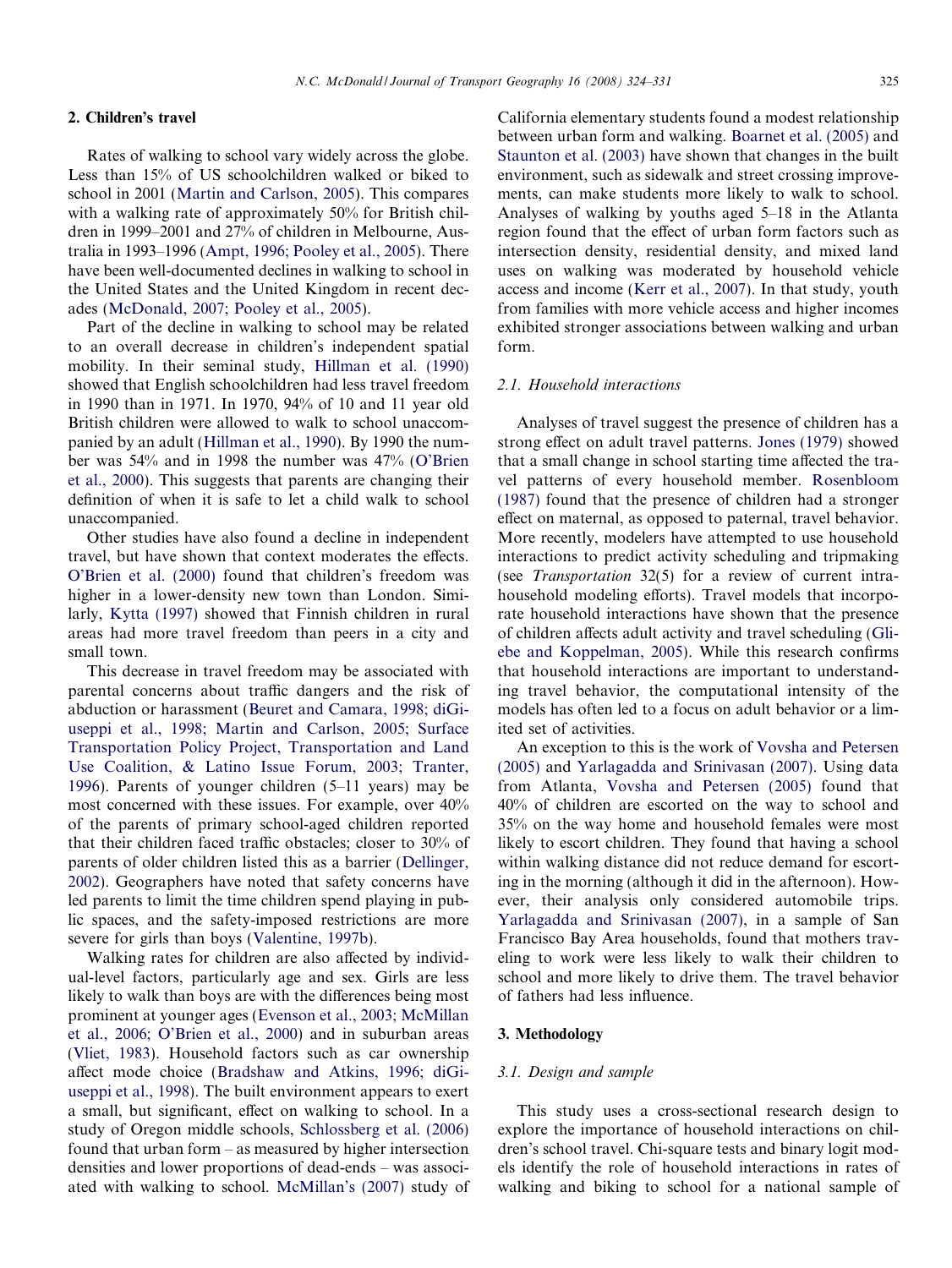## 2. Children's travel

Rates of walking to school vary widely across the globe. Less than 15% of US schoolchildren walked or biked to school in 2001 (Martin and Carlson, 2005). This compares with a walking rate of approximately 50% for British children in 1999–2001 and 27% of children in Melbourne, Australia in 1993–1996 (Ampt, 1996; Pooley et al., 2005). There have been well-documented declines in walking to school in the United States and the United Kingdom in recent decades (McDonald, 2007; Pooley et al., 2005).

Part of the decline in walking to school may be related to an overall decrease in children's independent spatial mobility. In their seminal study, Hillman et al. (1990) showed that English schoolchildren had less travel freedom in 1990 than in 1971. In 1970, 94% of 10 and 11 year old British children were allowed to walk to school unaccompanied by an adult (Hillman et al., 1990). By 1990 the number was 54% and in 1998 the number was 47% (O'Brien et al., 2000). This suggests that parents are changing their definition of when it is safe to let a child walk to school unaccompanied.

Other studies have also found a decline in independent travel, but have shown that context moderates the effects. O'Brien et al. (2000) found that children's freedom was higher in a lower-density new town than London. Similarly, Kytta (1997) showed that Finnish children in rural areas had more travel freedom than peers in a city and small town.

This decrease in travel freedom may be associated with parental concerns about traffic dangers and the risk of abduction or harassment (Beuret and Camara, 1998; diGiuseppi et al., 1998; Martin and Carlson, 2005; Surface Transportation Policy Project, Transportation and Land Use Coalition, & Latino Issue Forum, 2003; Tranter, 1996). Parents of younger children (5–11 years) may be most concerned with these issues. For example, over 40% of the parents of primary school-aged children reported that their children faced traffic obstacles; closer to 30% of parents of older children listed this as a barrier (Dellinger, 2002). Geographers have noted that safety concerns have led parents to limit the time children spend playing in public spaces, and the safety-imposed restrictions are more severe for girls than boys (Valentine, 1997b).

Walking rates for children are also affected by individual-level factors, particularly age and sex. Girls are less likely to walk than boys are with the differences being most prominent at younger ages (Evenson et al., 2003; McMillan et al., 2006; O'Brien et al., 2000) and in suburban areas (Vliet, 1983). Household factors such as car ownership affect mode choice (Bradshaw and Atkins, 1996; diGiuseppi et al., 1998). The built environment appears to exert a small, but significant, effect on walking to school. In a study of Oregon middle schools, Schlossberg et al. (2006) found that urban form – as measured by higher intersection densities and lower proportions of dead-ends – was associated with walking to school. McMillan's (2007) study of California elementary students found a modest relationship between urban form and walking. Boarnet et al. (2005) and Staunton et al. (2003) have shown that changes in the built environment, such as sidewalk and street crossing improvements, can make students more likely to walk to school. Analyses of walking by youths aged 5–18 in the Atlanta region found that the effect of urban form factors such as intersection density, residential density, and mixed land uses on walking was moderated by household vehicle access and income (Kerr et al., 2007). In that study, youth from families with more vehicle access and higher incomes exhibited stronger associations between walking and urban form.

### 2.1. Household interactions

Analyses of travel suggest the presence of children has a strong effect on adult travel patterns. Jones (1979) showed that a small change in school starting time affected the travel patterns of every household member. Rosenbloom (1987) found that the presence of children had a stronger effect on maternal, as opposed to paternal, travel behavior. More recently, modelers have attempted to use household interactions to predict activity scheduling and tripmaking (see *Transportation* 32(5) for a review of current intra-household modeling efforts). Travel models that incorporate household interactions have shown that the presence of children affects adult activity and travel scheduling (Gliebe and Koppelman, 2005). While this research confirms that household interactions are important to understanding travel behavior, the computational intensity of the models has often led to a focus on adult behavior or a limited set of activities.

An exception to this is the work of Vovsha and Petersen (2005) and Yarlagadda and Srinivasan (2007). Using data from Atlanta, Vovsha and Petersen (2005) found that 40% of children are escorted on the way to school and 35% on the way home and household females were most likely to escort children. They found that having a school within walking distance did not reduce demand for escorting in the morning (although it did in the afternoon). However, their analysis only considered automobile trips. Yarlagadda and Srinivasan (2007), in a sample of San Francisco Bay Area households, found that mothers traveling to work were less likely to walk their children to school and more likely to drive them. The travel behavior of fathers had less influence.

## 3. Methodology

### 3.1. Design and sample

This study uses a cross-sectional research design to explore the importance of household interactions on children's school travel. Chi-square tests and binary logit models identify the role of household interactions in rates of walking and biking to school for a national sample of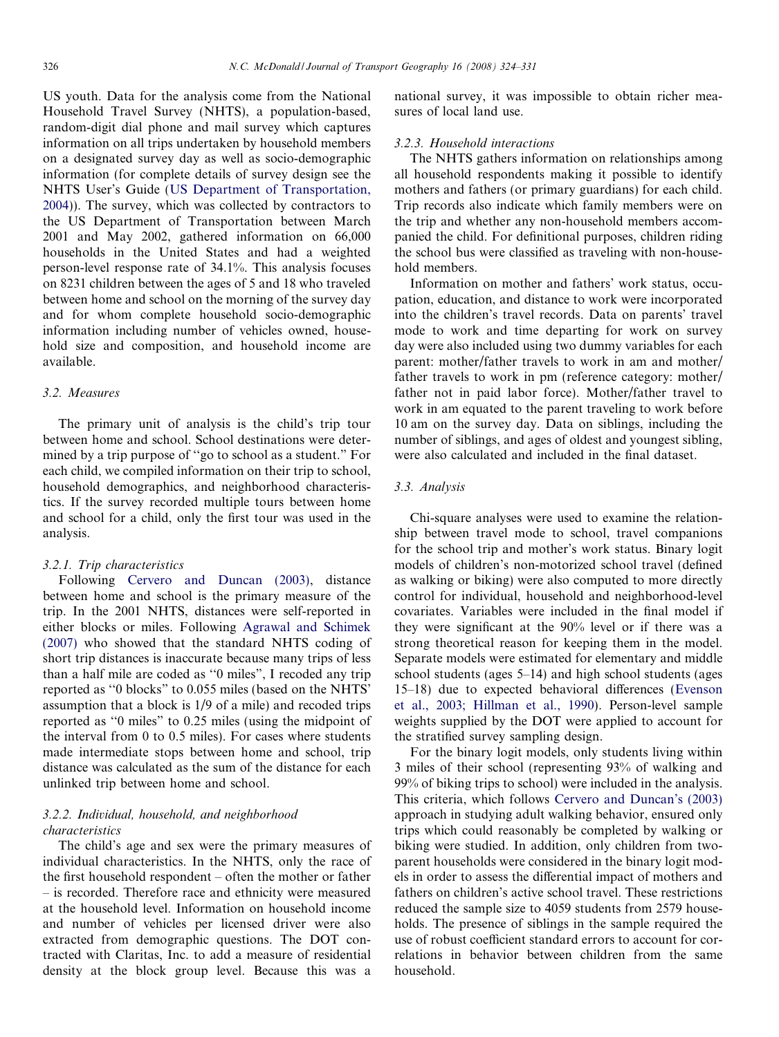US youth. Data for the analysis come from the National Household Travel Survey (NHTS), a population-based, random-digit dial phone and mail survey which captures information on all trips undertaken by household members on a designated survey day as well as socio-demographic information (for complete details of survey design see the NHTS User's Guide (US Department of Transportation, 2004)). The survey, which was collected by contractors to the US Department of Transportation between March 2001 and May 2002, gathered information on 66,000 households in the United States and had a weighted person-level response rate of 34.1%. This analysis focuses on 8231 children between the ages of 5 and 18 who traveled between home and school on the morning of the survey day and for whom complete household socio-demographic information including number of vehicles owned, household size and composition, and household income are available.

### 3.2. Measures

The primary unit of analysis is the child's trip tour between home and school. School destinations were determined by a trip purpose of "go to school as a student." For each child, we compiled information on their trip to school, household demographics, and neighborhood characteristics. If the survey recorded multiple tours between home and school for a child, only the first tour was used in the analysis.

#### 3.2.1. Trip characteristics

Following Cervero and Duncan (2003), distance between home and school is the primary measure of the trip. In the 2001 NHTS, distances were self-reported in either blocks or miles. Following Agrawal and Schimek (2007) who showed that the standard NHTS coding of short trip distances is inaccurate because many trips of less than a half mile are coded as "0 miles", I recoded any trip reported as "0 blocks" to 0.055 miles (based on the NHTS' assumption that a block is 1/9 of a mile) and recoded trips reported as "0 miles" to 0.25 miles (using the midpoint of the interval from 0 to 0.5 miles). For cases where students made intermediate stops between home and school, trip distance was calculated as the sum of the distance for each unlinked trip between home and school.

#### 3.2.2. Individual, household, and neighborhood characteristics

The child's age and sex were the primary measures of individual characteristics. In the NHTS, only the race of the first household respondent – often the mother or father – is recorded. Therefore race and ethnicity were measured at the household level. Information on household income and number of vehicles per licensed driver were also extracted from demographic questions. The DOT contracted with Claritas, Inc. to add a measure of residential density at the block group level. Because this was a national survey, it was impossible to obtain richer measures of local land use.

#### 3.2.3. Household interactions

The NHTS gathers information on relationships among all household respondents making it possible to identify mothers and fathers (or primary guardians) for each child. Trip records also indicate which family members were on the trip and whether any non-household members accompanied the child. For definitional purposes, children riding the school bus were classified as traveling with non-household members.

Information on mother and fathers' work status, occupation, education, and distance to work were incorporated into the children's travel records. Data on parents' travel mode to work and time departing for work on survey day were also included using two dummy variables for each parent: mother/father travels to work in am and mother/father travels to work in pm (reference category: mother/father not in paid labor force). Mother/father travel to work in am equated to the parent traveling to work before 10 am on the survey day. Data on siblings, including the number of siblings, and ages of oldest and youngest sibling, were also calculated and included in the final dataset.

### 3.3. Analysis

Chi-square analyses were used to examine the relationship between travel mode to school, travel companions for the school trip and mother's work status. Binary logit models of children's non-motorized school travel (defined as walking or biking) were also computed to more directly control for individual, household and neighborhood-level covariates. Variables were included in the final model if they were significant at the 90% level or if there was a strong theoretical reason for keeping them in the model. Separate models were estimated for elementary and middle school students (ages 5–14) and high school students (ages 15–18) due to expected behavioral differences (Evenson et al., 2003; Hillman et al., 1990). Person-level sample weights supplied by the DOT were applied to account for the stratified survey sampling design.

For the binary logit models, only students living within 3 miles of their school (representing 93% of walking and 99% of biking trips to school) were included in the analysis. This criteria, which follows Cervero and Duncan's (2003) approach in studying adult walking behavior, ensured only trips which could reasonably be completed by walking or biking were studied. In addition, only children from two-parent households were considered in the binary logit models in order to assess the differential impact of mothers and fathers on children's active school travel. These restrictions reduced the sample size to 4059 students from 2579 households. The presence of siblings in the sample required the use of robust coefficient standard errors to account for correlations in behavior between children from the same household.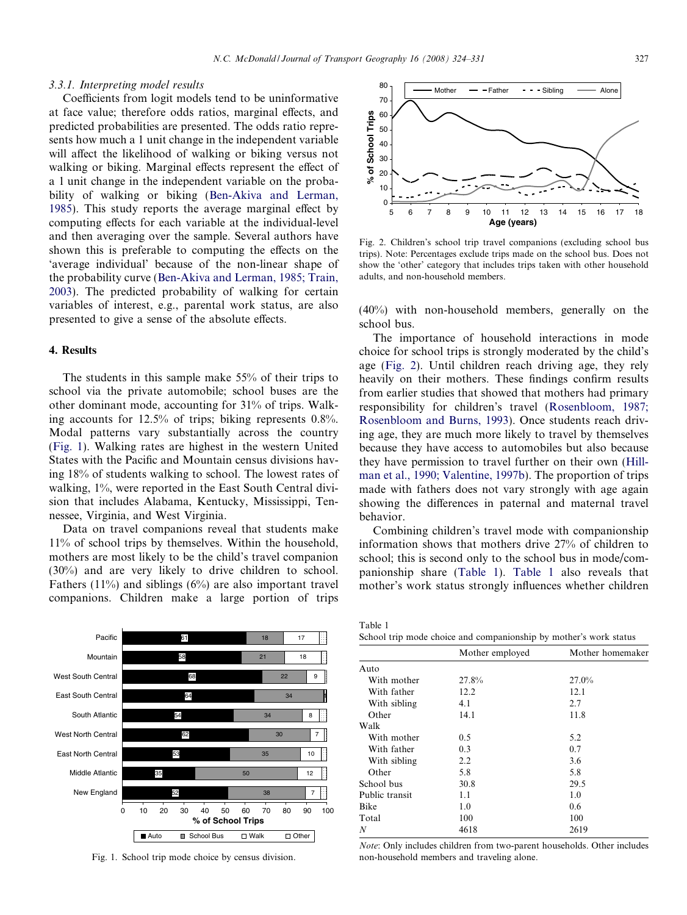#### 3.3.1. Interpreting model results

Coefficients from logit models tend to be uninformative at face value; therefore odds ratios, marginal effects, and predicted probabilities are presented. The odds ratio represents how much a 1 unit change in the independent variable will affect the likelihood of walking or biking versus not walking or biking. Marginal effects represent the effect of a 1 unit change in the independent variable on the probability of walking or biking (Ben-Akiva and Lerman, 1985). This study reports the average marginal effect by computing effects for each variable at the individual-level and then averaging over the sample. Several authors have shown this is preferable to computing the effects on the 'average individual' because of the non-linear shape of the probability curve (Ben-Akiva and Lerman, 1985; Train, 2003). The predicted probability of walking for certain variables of interest, e.g., parental work status, are also presented to give a sense of the absolute effects.

## 4. Results

The students in this sample make 55% of their trips to school via the private automobile; school buses are the other dominant mode, accounting for 31% of trips. Walking accounts for 12.5% of trips; biking represents 0.8%. Modal patterns vary substantially across the country (Fig. 1). Walking rates are highest in the western United States with the Pacific and Mountain census divisions having 18% of students walking to school. The lowest rates of walking, 1%, were reported in the East South Central division that includes Alabama, Kentucky, Mississippi, Tennessee, Virginia, and West Virginia.

Data on travel companions reveal that students make 11% of school trips by themselves. Within the household, mothers are most likely to be the child's travel companion (30%) and are very likely to drive children to school. Fathers (11%) and siblings (6%) are also important travel companions. Children make a large portion of trips (40%) with non-household members, generally on the school bus.

Fig. 1. School trip mode choice by census division.

Fig. 2. Children's school trip travel companions (excluding school bus trips). Note: Percentages exclude trips made on the school bus. Does not show the 'other' category that includes trips taken with other household adults, and non-household members.

The importance of household interactions in mode choice for school trips is strongly moderated by the child's age (Fig. 2). Until children reach driving age, they rely heavily on their mothers. These findings confirm results from earlier studies that showed that mothers had primary responsibility for children's travel (Rosenbloom, 1987; Rosenbloom and Burns, 1993). Once students reach driving age, they are much more likely to travel by themselves because they have access to automobiles but also because they have permission to travel further on their own (Hillman et al., 1990; Valentine, 1997b). The proportion of trips made with fathers does not vary strongly with age again showing the differences in paternal and maternal travel behavior.

Combining children's travel mode with companionship information shows that mothers drive 27% of children to school; this is second only to the school bus in mode/companionship share (Table 1). Table 1 also reveals that mother's work status strongly influences whether children

Table 1
School trip mode choice and companionship by mother's work status

| | Mother employed | Mother homemaker |
|---|---|---|
| Auto | | |
| With mother | 27.8% | 27.0% |
| With father | 12.2 | 12.1 |
| With sibling | 4.1 | 2.7 |
| Other | 14.1 | 11.8 |
| Walk | | |
| With mother | 0.5 | 5.2 |
| With father | 0.3 | 0.7 |
| With sibling | 2.2 | 3.6 |
| Other | 5.8 | 5.8 |
| School bus | 30.8 | 29.5 |
| Public transit | 1.1 | 1.0 |
| Bike | 1.0 | 0.6 |
| Total | 100 | 100 |
| *N* | 4618 | 2619 |

*Note*: Only includes children from two-parent households. Other includes non-household members and traveling alone.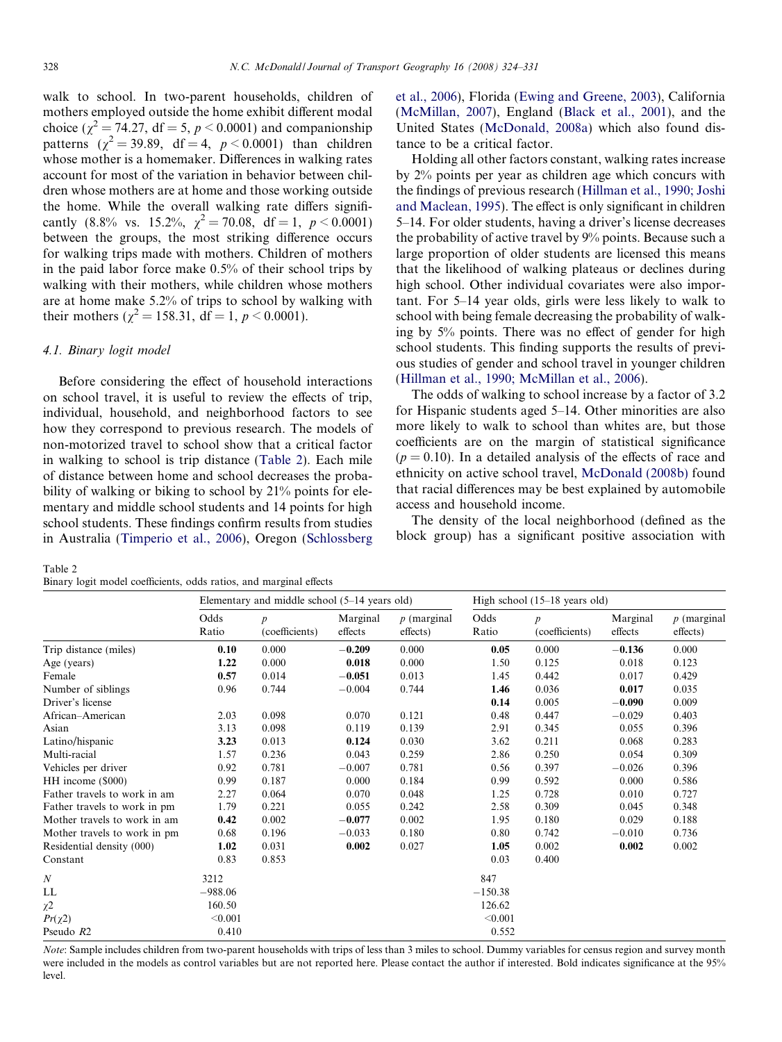walk to school. In two-parent households, children of mothers employed outside the home exhibit different modal choice ($\chi^2 = 74.27$, df = 5, $p < 0.0001$) and companionship patterns ($\chi^2 = 39.89$, df = 4, $p < 0.0001$) than children whose mother is a homemaker. Differences in walking rates account for most of the variation in behavior between children whose mothers are at home and those working outside the home. While the overall walking rate differs significantly (8.8% vs. 15.2%, $\chi^2 = 70.08$, df = 1, $p < 0.0001$) between the groups, the most striking difference occurs for walking trips made with mothers. Children of mothers in the paid labor force make 0.5% of their school trips by walking with their mothers, while children whose mothers are at home make 5.2% of trips to school by walking with their mothers ($\chi^2 = 158.31$, df = 1, $p < 0.0001$).

### 4.1. Binary logit model

Before considering the effect of household interactions on school travel, it is useful to review the effects of trip, individual, household, and neighborhood factors to see how they correspond to previous research. The models of non-motorized travel to school show that a critical factor in walking to school is trip distance (Table 2). Each mile of distance between home and school decreases the probability of walking or biking to school by 21% points for elementary and middle school students and 14 points for high school students. These findings confirm results from studies in Australia (Timperio et al., 2006), Oregon (Schlossberg et al., 2006), Florida (Ewing and Greene, 2003), California (McMillan, 2007), England (Black et al., 2001), and the United States (McDonald, 2008a) which also found distance to be a critical factor.

Holding all other factors constant, walking rates increase by 2% points per year as children age which concurs with the findings of previous research (Hillman et al., 1990; Joshi and Maclean, 1995). The effect is only significant in children 5–14. For older students, having a driver's license decreases the probability of active travel by 9% points. Because such a large proportion of older students are licensed this means that the likelihood of walking plateaus or declines during high school. Other individual covariates were also important. For 5–14 year olds, girls were less likely to walk to school with being female decreasing the probability of walking by 5% points. There was no effect of gender for high school students. This finding supports the results of previous studies of gender and school travel in younger children (Hillman et al., 1990; McMillan et al., 2006).

The odds of walking to school increase by a factor of 3.2 for Hispanic students aged 5–14. Other minorities are also more likely to walk to school than whites are, but those coefficients are on the margin of statistical significance ($p = 0.10$). In a detailed analysis of the effects of race and ethnicity on active school travel, McDonald (2008b) found that racial differences may be best explained by automobile access and household income.

The density of the local neighborhood (defined as the block group) has a significant positive association with

Table 2
Binary logit model coefficients, odds ratios, and marginal effects

| | Elementary and middle school (5–14 years old) | | | | High school (15–18 years old) | | | |
|---|---|---|---|---|---|---|---|---|
| | Odds Ratio | $p$ (coefficients) | Marginal effects | $p$ (marginal effects) | Odds Ratio | $p$ (coefficients) | Marginal effects | $p$ (marginal effects) |
| Trip distance (miles) | **0.10** | 0.000 | **−0.209** | 0.000 | **0.05** | 0.000 | **−0.136** | 0.000 |
| Age (years) | **1.22** | 0.000 | **0.018** | 0.000 | 1.50 | 0.125 | 0.018 | 0.123 |
| Female | **0.57** | 0.014 | **−0.051** | 0.013 | 1.45 | 0.442 | 0.017 | 0.429 |
| Number of siblings | 0.96 | 0.744 | −0.004 | 0.744 | **1.46** | 0.036 | **0.017** | 0.035 |
| Driver's license | | | | | **0.14** | 0.005 | **−0.090** | 0.009 |
| African–American | 2.03 | 0.098 | 0.070 | 0.121 | 0.48 | 0.447 | −0.029 | 0.403 |
| Asian | 3.13 | 0.098 | 0.119 | 0.139 | 2.91 | 0.345 | 0.055 | 0.396 |
| Latino/hispanic | **3.23** | 0.013 | **0.124** | 0.030 | 3.62 | 0.211 | 0.068 | 0.283 |
| Multi-racial | 1.57 | 0.236 | 0.043 | 0.259 | 2.86 | 0.250 | 0.054 | 0.309 |
| Vehicles per driver | 0.92 | 0.781 | −0.007 | 0.781 | 0.56 | 0.397 | −0.026 | 0.396 |
| HH income ($000) | 0.99 | 0.187 | 0.000 | 0.184 | 0.99 | 0.592 | 0.000 | 0.586 |
| Father travels to work in am | 2.27 | 0.064 | 0.070 | 0.048 | 1.25 | 0.728 | 0.010 | 0.727 |
| Father travels to work in pm | 1.79 | 0.221 | 0.055 | 0.242 | 2.58 | 0.309 | 0.045 | 0.348 |
| Mother travels to work in am | **0.42** | 0.002 | **−0.077** | 0.002 | 1.95 | 0.180 | 0.029 | 0.188 |
| Mother travels to work in pm | 0.68 | 0.196 | −0.033 | 0.180 | 0.80 | 0.742 | −0.010 | 0.736 |
| Residential density (000) | **1.02** | 0.031 | **0.002** | 0.027 | **1.05** | 0.002 | **0.002** | 0.002 |
| Constant | 0.83 | 0.853 | | | 0.03 | 0.400 | | |
| $N$ | 3212 | | | | 847 | | | |
| LL | −988.06 | | | | −150.38 | | | |
| $\chi 2$ | 160.50 | | | | 126.62 | | | |
| $Pr(\chi 2)$ | <0.001 | | | | <0.001 | | | |
| Pseudo $R2$ | 0.410 | | | | 0.552 | | | |

*Note*: Sample includes children from two-parent households with trips of less than 3 miles to school. Dummy variables for census region and survey month were included in the models as control variables but are not reported here. Please contact the author if interested. Bold indicates significance at the 95% level.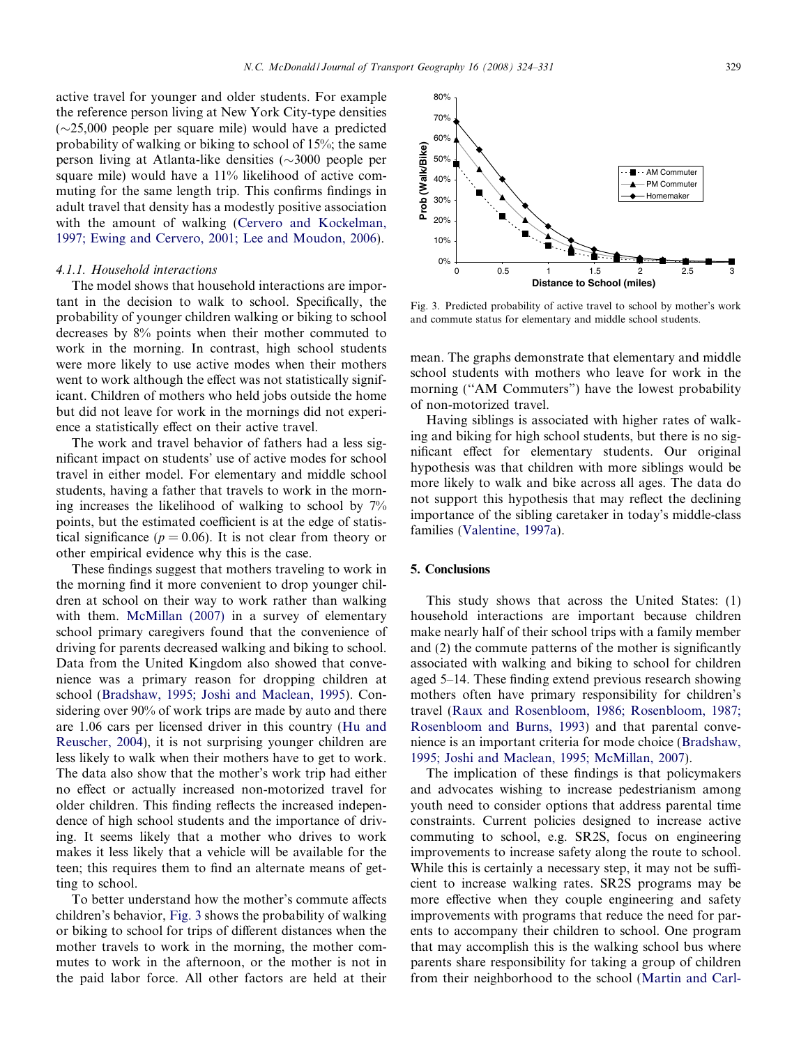active travel for younger and older students. For example the reference person living at New York City-type densities (∼25,000 people per square mile) would have a predicted probability of walking or biking to school of 15%; the same person living at Atlanta-like densities (∼3000 people per square mile) would have a 11% likelihood of active commuting for the same length trip. This confirms findings in adult travel that density has a modestly positive association with the amount of walking (Cervero and Kockelman, 1997; Ewing and Cervero, 2001; Lee and Moudon, 2006).

#### 4.1.1. Household interactions

The model shows that household interactions are important in the decision to walk to school. Specifically, the probability of younger children walking or biking to school decreases by 8% points when their mother commuted to work in the morning. In contrast, high school students were more likely to use active modes when their mothers went to work although the effect was not statistically significant. Children of mothers who held jobs outside the home but did not leave for work in the mornings did not experience a statistically effect on their active travel.

The work and travel behavior of fathers had a less significant impact on students' use of active modes for school travel in either model. For elementary and middle school students, having a father that travels to work in the morning increases the likelihood of walking to school by 7% points, but the estimated coefficient is at the edge of statistical significance ($p = 0.06$). It is not clear from theory or other empirical evidence why this is the case.

These findings suggest that mothers traveling to work in the morning find it more convenient to drop younger children at school on their way to work rather than walking with them. McMillan (2007) in a survey of elementary school primary caregivers found that the convenience of driving for parents decreased walking and biking to school. Data from the United Kingdom also showed that convenience was a primary reason for dropping children at school (Bradshaw, 1995; Joshi and Maclean, 1995). Considering over 90% of work trips are made by auto and there are 1.06 cars per licensed driver in this country (Hu and Reuscher, 2004), it is not surprising younger children are less likely to walk when their mothers have to get to work. The data also show that the mother's work trip had either no effect or actually increased non-motorized travel for older children. This finding reflects the increased independence of high school students and the importance of driving. It seems likely that a mother who drives to work makes it less likely that a vehicle will be available for the teen; this requires them to find an alternate means of getting to school.

To better understand how the mother's commute affects children's behavior, Fig. 3 shows the probability of walking or biking to school for trips of different distances when the mother travels to work in the morning, the mother commutes to work in the afternoon, or the mother is not in the paid labor force. All other factors are held at their mean. The graphs demonstrate that elementary and middle school students with mothers who leave for work in the morning ("AM Commuters") have the lowest probability of non-motorized travel.

Fig. 3. Predicted probability of active travel to school by mother's work and commute status for elementary and middle school students.

Having siblings is associated with higher rates of walking and biking for high school students, but there is no significant effect for elementary students. Our original hypothesis was that children with more siblings would be more likely to walk and bike across all ages. The data do not support this hypothesis that may reflect the declining importance of the sibling caretaker in today's middle-class families (Valentine, 1997a).

## 5. Conclusions

This study shows that across the United States: (1) household interactions are important because children make nearly half of their school trips with a family member and (2) the commute patterns of the mother is significantly associated with walking and biking to school for children aged 5–14. These finding extend previous research showing mothers often have primary responsibility for children's travel (Raux and Rosenbloom, 1986; Rosenbloom, 1987; Rosenbloom and Burns, 1993) and that parental convenience is an important criteria for mode choice (Bradshaw, 1995; Joshi and Maclean, 1995; McMillan, 2007).

The implication of these findings is that policymakers and advocates wishing to increase pedestrianism among youth need to consider options that address parental time constraints. Current policies designed to increase active commuting to school, e.g. SR2S, focus on engineering improvements to increase safety along the route to school. While this is certainly a necessary step, it may not be sufficient to increase walking rates. SR2S programs may be more effective when they couple engineering and safety improvements with programs that reduce the need for parents to accompany their children to school. One program that may accomplish this is the walking school bus where parents share responsibility for taking a group of children from their neighborhood to the school (Martin and Carl-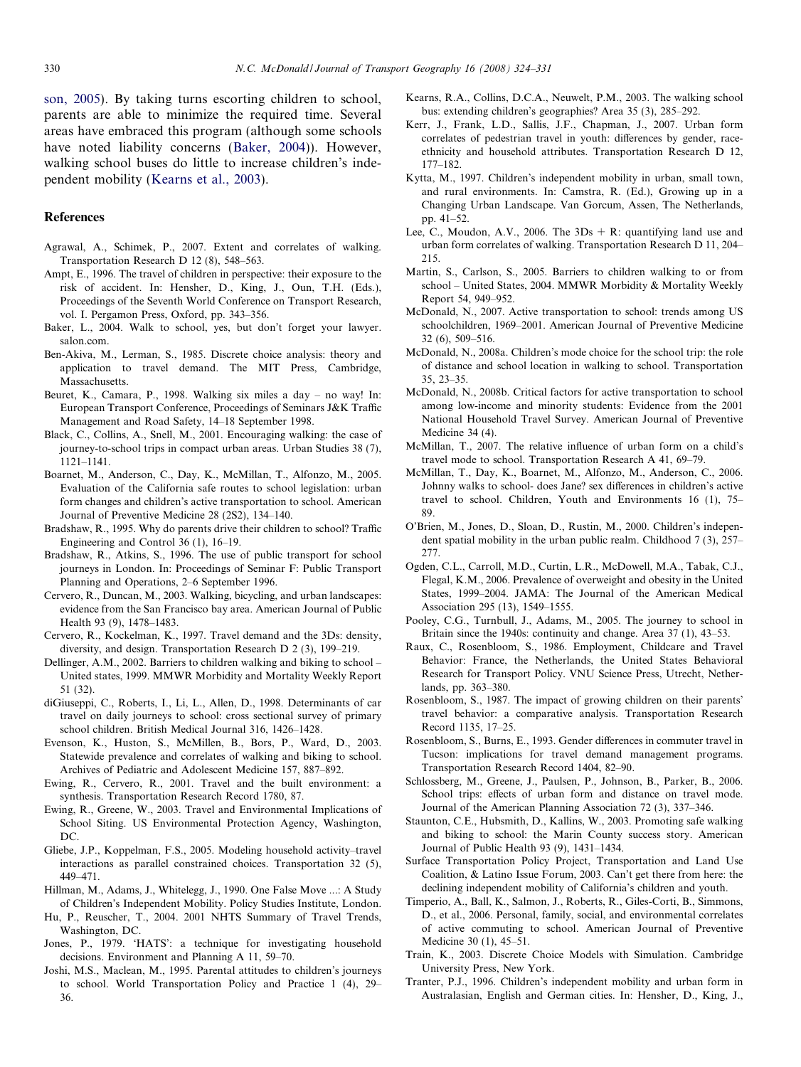son, 2005). By taking turns escorting children to school, parents are able to minimize the required time. Several areas have embraced this program (although some schools have noted liability concerns (Baker, 2004)). However, walking school buses do little to increase children's independent mobility (Kearns et al., 2003).

## References

Agrawal, A., Schimek, P., 2007. Extent and correlates of walking. Transportation Research D 12 (8), 548–563.

Ampt, E., 1996. The travel of children in perspective: their exposure to the risk of accident. In: Hensher, D., King, J., Oun, T.H. (Eds.), Proceedings of the Seventh World Conference on Transport Research, vol. I. Pergamon Press, Oxford, pp. 343–356.

Baker, L., 2004. Walk to school, yes, but don't forget your lawyer. salon.com.

Ben-Akiva, M., Lerman, S., 1985. Discrete choice analysis: theory and application to travel demand. The MIT Press, Cambridge, Massachusetts.

Beuret, K., Camara, P., 1998. Walking six miles a day – no way! In: European Transport Conference, Proceedings of Seminars J&K Traffic Management and Road Safety, 14–18 September 1998.

Black, C., Collins, A., Snell, M., 2001. Encouraging walking: the case of journey-to-school trips in compact urban areas. Urban Studies 38 (7), 1121–1141.

Boarnet, M., Anderson, C., Day, K., McMillan, T., Alfonzo, M., 2005. Evaluation of the California safe routes to school legislation: urban form changes and children's active transportation to school. American Journal of Preventive Medicine 28 (2S2), 134–140.

Bradshaw, R., 1995. Why do parents drive their children to school? Traffic Engineering and Control 36 (1), 16–19.

Bradshaw, R., Atkins, S., 1996. The use of public transport for school journeys in London. In: Proceedings of Seminar F: Public Transport Planning and Operations, 2–6 September 1996.

Cervero, R., Duncan, M., 2003. Walking, bicycling, and urban landscapes: evidence from the San Francisco bay area. American Journal of Public Health 93 (9), 1478–1483.

Cervero, R., Kockelman, K., 1997. Travel demand and the 3Ds: density, diversity, and design. Transportation Research D 2 (3), 199–219.

Dellinger, A.M., 2002. Barriers to children walking and biking to school – United states, 1999. MMWR Morbidity and Mortality Weekly Report 51 (32).

diGiuseppi, C., Roberts, I., Li, L., Allen, D., 1998. Determinants of car travel on daily journeys to school: cross sectional survey of primary school children. British Medical Journal 316, 1426–1428.

Evenson, K., Huston, S., McMillen, B., Bors, P., Ward, D., 2003. Statewide prevalence and correlates of walking and biking to school. Archives of Pediatric and Adolescent Medicine 157, 887–892.

Ewing, R., Cervero, R., 2001. Travel and the built environment: a synthesis. Transportation Research Record 1780, 87.

Ewing, R., Greene, W., 2003. Travel and Environmental Implications of School Siting. US Environmental Protection Agency, Washington, DC.

Gliebe, J.P., Koppelman, F.S., 2005. Modeling household activity–travel interactions as parallel constrained choices. Transportation 32 (5), 449–471.

Hillman, M., Adams, J., Whitelegg, J., 1990. One False Move ...: A Study of Children's Independent Mobility. Policy Studies Institute, London.

Hu, P., Reuscher, T., 2004. 2001 NHTS Summary of Travel Trends, Washington, DC.

Jones, P., 1979. 'HATS': a technique for investigating household decisions. Environment and Planning A 11, 59–70.

Joshi, M.S., Maclean, M., 1995. Parental attitudes to children's journeys to school. World Transportation Policy and Practice 1 (4), 29–36.

Kearns, R.A., Collins, D.C.A., Neuwelt, P.M., 2003. The walking school bus: extending children's geographies? Area 35 (3), 285–292.

Kerr, J., Frank, L.D., Sallis, J.F., Chapman, J., 2007. Urban form correlates of pedestrian travel in youth: differences by gender, race-ethnicity and household attributes. Transportation Research D 12, 177–182.

Kytta, M., 1997. Children's independent mobility in urban, small town, and rural environments. In: Camstra, R. (Ed.), Growing up in a Changing Urban Landscape. Van Gorcum, Assen, The Netherlands, pp. 41–52.

Lee, C., Moudon, A.V., 2006. The 3Ds + R: quantifying land use and urban form correlates of walking. Transportation Research D 11, 204–215.

Martin, S., Carlson, S., 2005. Barriers to children walking to or from school – United States, 2004. MMWR Morbidity & Mortality Weekly Report 54, 949–952.

McDonald, N., 2007. Active transportation to school: trends among US schoolchildren, 1969–2001. American Journal of Preventive Medicine 32 (6), 509–516.

McDonald, N., 2008a. Children's mode choice for the school trip: the role of distance and school location in walking to school. Transportation 35, 23–35.

McDonald, N., 2008b. Critical factors for active transportation to school among low-income and minority students: Evidence from the 2001 National Household Travel Survey. American Journal of Preventive Medicine 34 (4).

McMillan, T., 2007. The relative influence of urban form on a child's travel mode to school. Transportation Research A 41, 69–79.

McMillan, T., Day, K., Boarnet, M., Alfonzo, M., Anderson, C., 2006. Johnny walks to school- does Jane? sex differences in children's active travel to school. Children, Youth and Environments 16 (1), 75–89.

O'Brien, M., Jones, D., Sloan, D., Rustin, M., 2000. Children's independent spatial mobility in the urban public realm. Childhood 7 (3), 257–277.

Ogden, C.L., Carroll, M.D., Curtin, L.R., McDowell, M.A., Tabak, C.J., Flegal, K.M., 2006. Prevalence of overweight and obesity in the United States, 1999–2004. JAMA: The Journal of the American Medical Association 295 (13), 1549–1555.

Pooley, C.G., Turnbull, J., Adams, M., 2005. The journey to school in Britain since the 1940s: continuity and change. Area 37 (1), 43–53.

Raux, C., Rosenbloom, S., 1986. Employment, Childcare and Travel Behavior: France, the Netherlands, the United States Behavioral Research for Transport Policy. VNU Science Press, Utrecht, Netherlands, pp. 363–380.

Rosenbloom, S., 1987. The impact of growing children on their parents' travel behavior: a comparative analysis. Transportation Research Record 1135, 17–25.

Rosenbloom, S., Burns, E., 1993. Gender differences in commuter travel in Tucson: implications for travel demand management programs. Transportation Research Record 1404, 82–90.

Schlossberg, M., Greene, J., Paulsen, P., Johnson, B., Parker, B., 2006. School trips: effects of urban form and distance on travel mode. Journal of the American Planning Association 72 (3), 337–346.

Staunton, C.E., Hubsmith, D., Kallins, W., 2003. Promoting safe walking and biking to school: the Marin County success story. American Journal of Public Health 93 (9), 1431–1434.

Surface Transportation Policy Project, Transportation and Land Use Coalition, & Latino Issue Forum, 2003. Can't get there from here: the declining independent mobility of California's children and youth.

Timperio, A., Ball, K., Salmon, J., Roberts, R., Giles-Corti, B., Simmons, D., et al., 2006. Personal, family, social, and environmental correlates of active commuting to school. American Journal of Preventive Medicine 30 (1), 45–51.

Train, K., 2003. Discrete Choice Models with Simulation. Cambridge University Press, New York.

Tranter, P.J., 1996. Children's independent mobility and urban form in Australasian, English and German cities. In: Hensher, D., King, J.,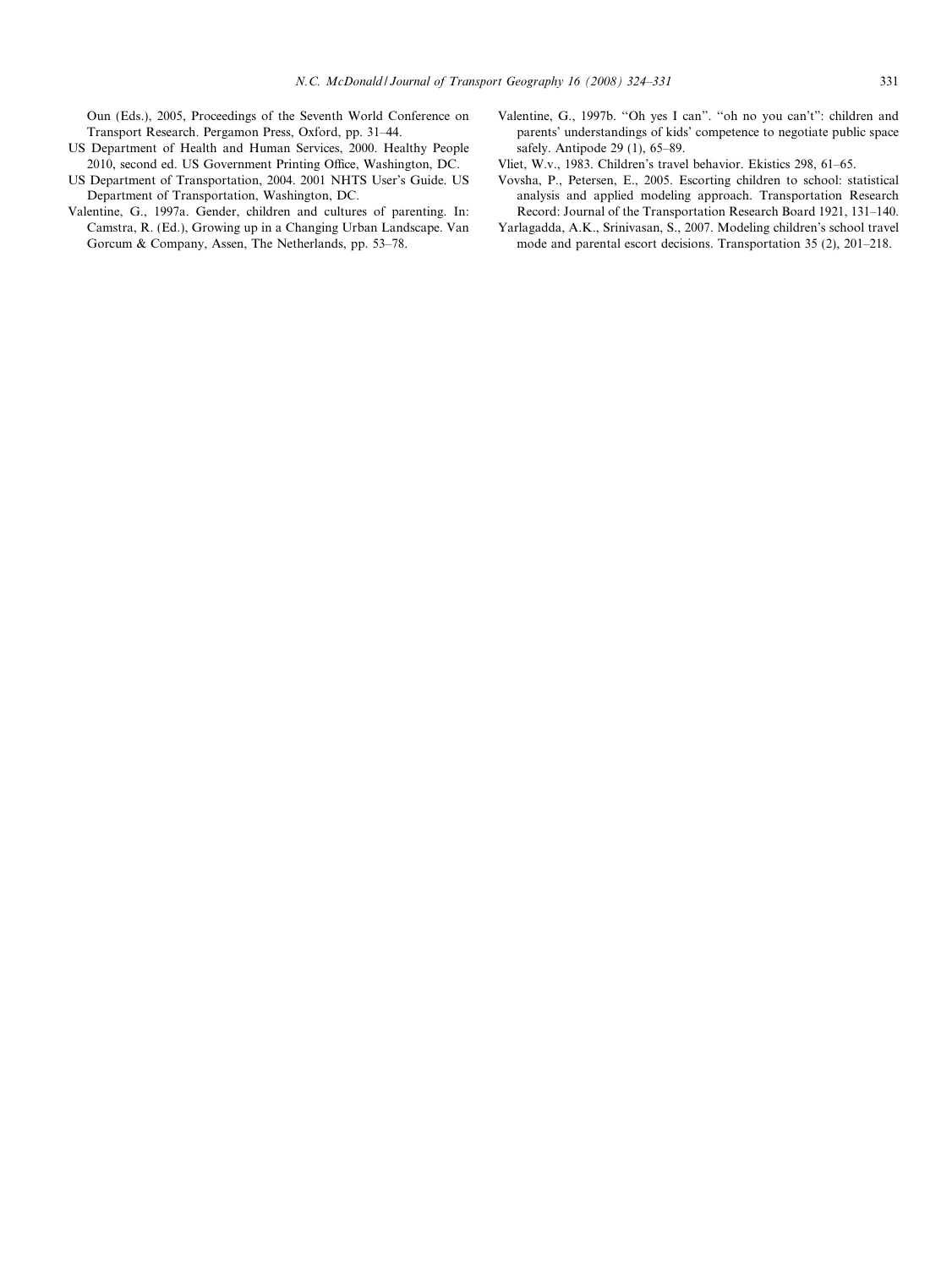Oun (Eds.), 2005, Proceedings of the Seventh World Conference on Transport Research. Pergamon Press, Oxford, pp. 31–44.

US Department of Health and Human Services, 2000. Healthy People 2010, second ed. US Government Printing Office, Washington, DC.

US Department of Transportation, 2004. 2001 NHTS User's Guide. US Department of Transportation, Washington, DC.

Valentine, G., 1997a. Gender, children and cultures of parenting. In: Camstra, R. (Ed.), Growing up in a Changing Urban Landscape. Van Gorcum & Company, Assen, The Netherlands, pp. 53–78.

Valentine, G., 1997b. "Oh yes I can". "oh no you can't": children and parents' understandings of kids' competence to negotiate public space safely. Antipode 29 (1), 65–89.

Vliet, W.v., 1983. Children's travel behavior. Ekistics 298, 61–65.

Vovsha, P., Petersen, E., 2005. Escorting children to school: statistical analysis and applied modeling approach. Transportation Research Record: Journal of the Transportation Research Board 1921, 131–140.

Yarlagadda, A.K., Srinivasan, S., 2007. Modeling children's school travel mode and parental escort decisions. Transportation 35 (2), 201–218.